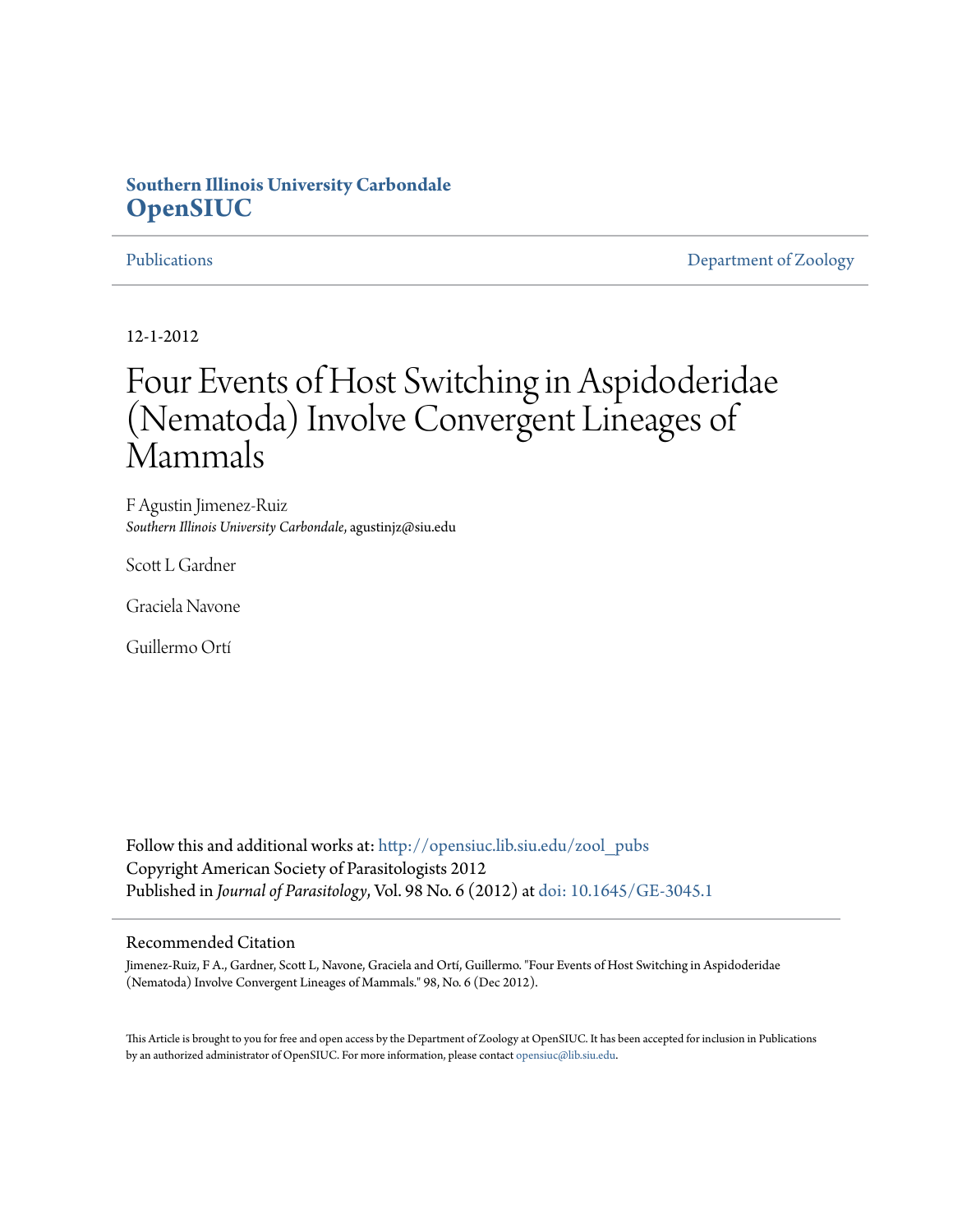**Southern Illinois University Carbondale**
**OpenSIUC**

Publications | Department of Zoology

12-1-2012

# Four Events of Host Switching in Aspidoderidae (Nematoda) Involve Convergent Lineages of Mammals

F Agustin Jimenez-Ruiz
*Southern Illinois University Carbondale*, agustinjz@siu.edu

Scott L Gardner

Graciela Navone

Guillermo Ortí

Follow this and additional works at: http://opensiuc.lib.siu.edu/zool_pubs
Copyright American Society of Parasitologists 2012
Published in *Journal of Parasitology*, Vol. 98 No. 6 (2012) at doi: 10.1645/GE-3045.1

## Recommended Citation

Jimenez-Ruiz, F A., Gardner, Scott L, Navone, Graciela and Ortí, Guillermo. "Four Events of Host Switching in Aspidoderidae (Nematoda) Involve Convergent Lineages of Mammals." 98, No. 6 (Dec 2012).

This Article is brought to you for free and open access by the Department of Zoology at OpenSIUC. It has been accepted for inclusion in Publications by an authorized administrator of OpenSIUC. For more information, please contact opensiuc@lib.siu.edu.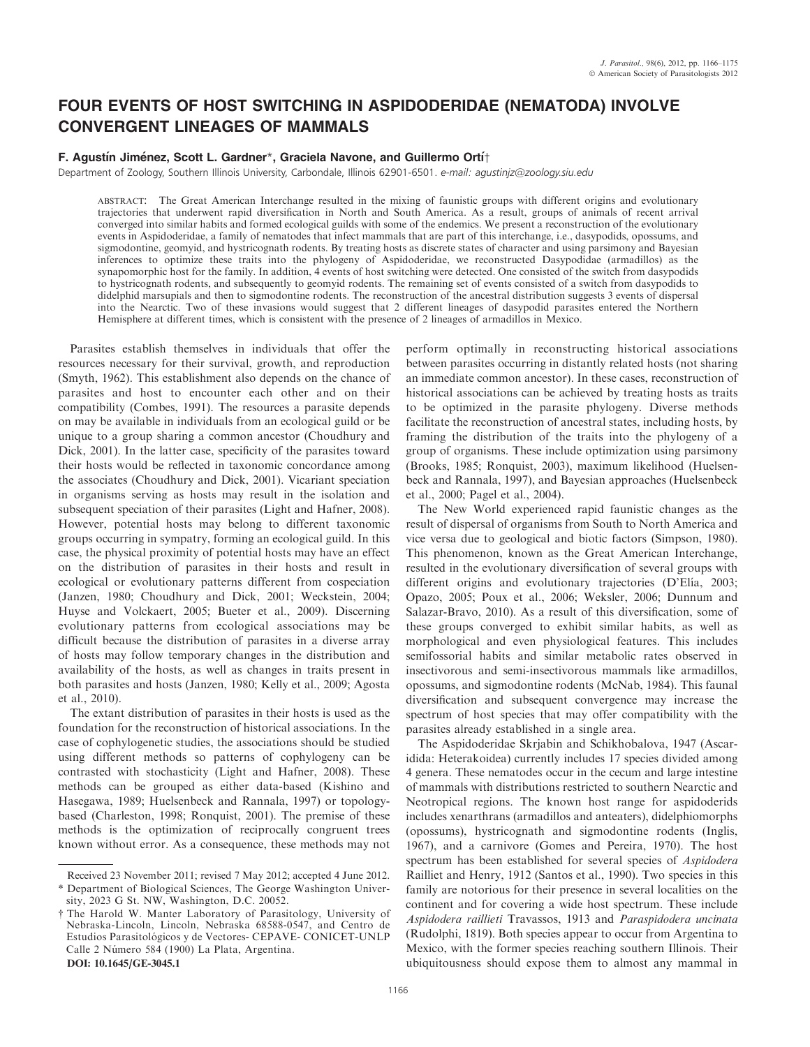# FOUR EVENTS OF HOST SWITCHING IN ASPIDODERIDAE (NEMATODA) INVOLVE CONVERGENT LINEAGES OF MAMMALS

**F. Agustín Jiménez, Scott L. Gardner\*, Graciela Navone, and Guillermo Ortí†**

Department of Zoology, Southern Illinois University, Carbondale, Illinois 62901-6501. *e-mail: agustinjz@zoology.siu.edu*

ABSTRACT: The Great American Interchange resulted in the mixing of faunistic groups with different origins and evolutionary trajectories that underwent rapid diversification in North and South America. As a result, groups of animals of recent arrival converged into similar habits and formed ecological guilds with some of the endemics. We present a reconstruction of the evolutionary events in Aspidoderidae, a family of nematodes that infect mammals that are part of this interchange, i.e., dasypodids, opossums, and sigmodontine, geomyid, and hystricognath rodents. By treating hosts as discrete states of character and using parsimony and Bayesian inferences to optimize these traits into the phylogeny of Aspidoderidae, we reconstructed Dasypodidae (armadillos) as the synapomorphic host for the family. In addition, 4 events of host switching were detected. One consisted of the switch from dasypodids to hystricognath rodents, and subsequently to geomyid rodents. The remaining set of events consisted of a switch from dasypodids to didelphid marsupials and then to sigmodontine rodents. The reconstruction of the ancestral distribution suggests 3 events of dispersal into the Nearctic. Two of these invasions would suggest that 2 different lineages of dasypodid parasites entered the Northern Hemisphere at different times, which is consistent with the presence of 2 lineages of armadillos in Mexico.

Parasites establish themselves in individuals that offer the resources necessary for their survival, growth, and reproduction (Smyth, 1962). This establishment also depends on the chance of parasites and host to encounter each other and on their compatibility (Combes, 1991). The resources a parasite depends on may be available in individuals from an ecological guild or be unique to a group sharing a common ancestor (Choudhury and Dick, 2001). In the latter case, specificity of the parasites toward their hosts would be reflected in taxonomic concordance among the associates (Choudhury and Dick, 2001). Vicariant speciation in organisms serving as hosts may result in the isolation and subsequent speciation of their parasites (Light and Hafner, 2008). However, potential hosts may belong to different taxonomic groups occurring in sympatry, forming an ecological guild. In this case, the physical proximity of potential hosts may have an effect on the distribution of parasites in their hosts and result in ecological or evolutionary patterns different from cospeciation (Janzen, 1980; Choudhury and Dick, 2001; Weckstein, 2004; Huyse and Volckaert, 2005; Bueter et al., 2009). Discerning evolutionary patterns from ecological associations may be difficult because the distribution of parasites in a diverse array of hosts may follow temporary changes in the distribution and availability of the hosts, as well as changes in traits present in both parasites and hosts (Janzen, 1980; Kelly et al., 2009; Agosta et al., 2010).

The extant distribution of parasites in their hosts is used as the foundation for the reconstruction of historical associations. In the case of cophylogenetic studies, the associations should be studied using different methods so patterns of cophylogeny can be contrasted with stochasticity (Light and Hafner, 2008). These methods can be grouped as either data-based (Kishino and Hasegawa, 1989; Huelsenbeck and Rannala, 1997) or topology-based (Charleston, 1998; Ronquist, 2001). The premise of these methods is the optimization of reciprocally congruent trees known without error. As a consequence, these methods may not perform optimally in reconstructing historical associations between parasites occurring in distantly related hosts (not sharing an immediate common ancestor). In these cases, reconstruction of historical associations can be achieved by treating hosts as traits to be optimized in the parasite phylogeny. Diverse methods facilitate the reconstruction of ancestral states, including hosts, by framing the distribution of the traits into the phylogeny of a group of organisms. These include optimization using parsimony (Brooks, 1985; Ronquist, 2003), maximum likelihood (Huelsenbeck and Rannala, 1997), and Bayesian approaches (Huelsenbeck et al., 2000; Pagel et al., 2004).

The New World experienced rapid faunistic changes as the result of dispersal of organisms from South to North America and vice versa due to geological and biotic factors (Simpson, 1980). This phenomenon, known as the Great American Interchange, resulted in the evolutionary diversification of several groups with different origins and evolutionary trajectories (D'Elía, 2003; Opazo, 2005; Poux et al., 2006; Weksler, 2006; Dunnum and Salazar-Bravo, 2010). As a result of this diversification, some of these groups converged to exhibit similar habits, as well as morphological and even physiological features. This includes semifossorial habits and similar metabolic rates observed in insectivorous and semi-insectivorous mammals like armadillos, opossums, and sigmodontine rodents (McNab, 1984). This faunal diversification and subsequent convergence may increase the spectrum of host species that may offer compatibility with the parasites already established in a single area.

The Aspidoderidae Skrjabin and Schikhobalova, 1947 (Ascaridida: Heterakoidea) currently includes 17 species divided among 4 genera. These nematodes occur in the cecum and large intestine of mammals with distributions restricted to southern Nearctic and Neotropical regions. The known host range for aspidoderids includes xenarthrans (armadillos and anteaters), didelphiomorphs (opossums), hystricognath and sigmodontine rodents (Inglis, 1967), and a carnivore (Gomes and Pereira, 1970). The host spectrum has been established for several species of *Aspidodera* Railliet and Henry, 1912 (Santos et al., 1990). Two species in this family are notorious for their presence in several localities on the continent and for covering a wide host spectrum. These include *Aspidodera raillieti* Travassos, 1913 and *Paraspidodera uncinata* (Rudolphi, 1819). Both species appear to occur from Argentina to Mexico, with the former species reaching southern Illinois. Their ubiquitousness should expose them to almost any mammal in

Received 23 November 2011; revised 7 May 2012; accepted 4 June 2012.

\* Department of Biological Sciences, The George Washington University, 2023 G St. NW, Washington, D.C. 20052.

† The Harold W. Manter Laboratory of Parasitology, University of Nebraska-Lincoln, Lincoln, Nebraska 68588-0547, and Centro de Estudios Parasitológicos y de Vectores- CEPAVE- CONICET-UNLP Calle 2 Número 584 (1900) La Plata, Argentina.

DOI: 10.1645/GE-3045.1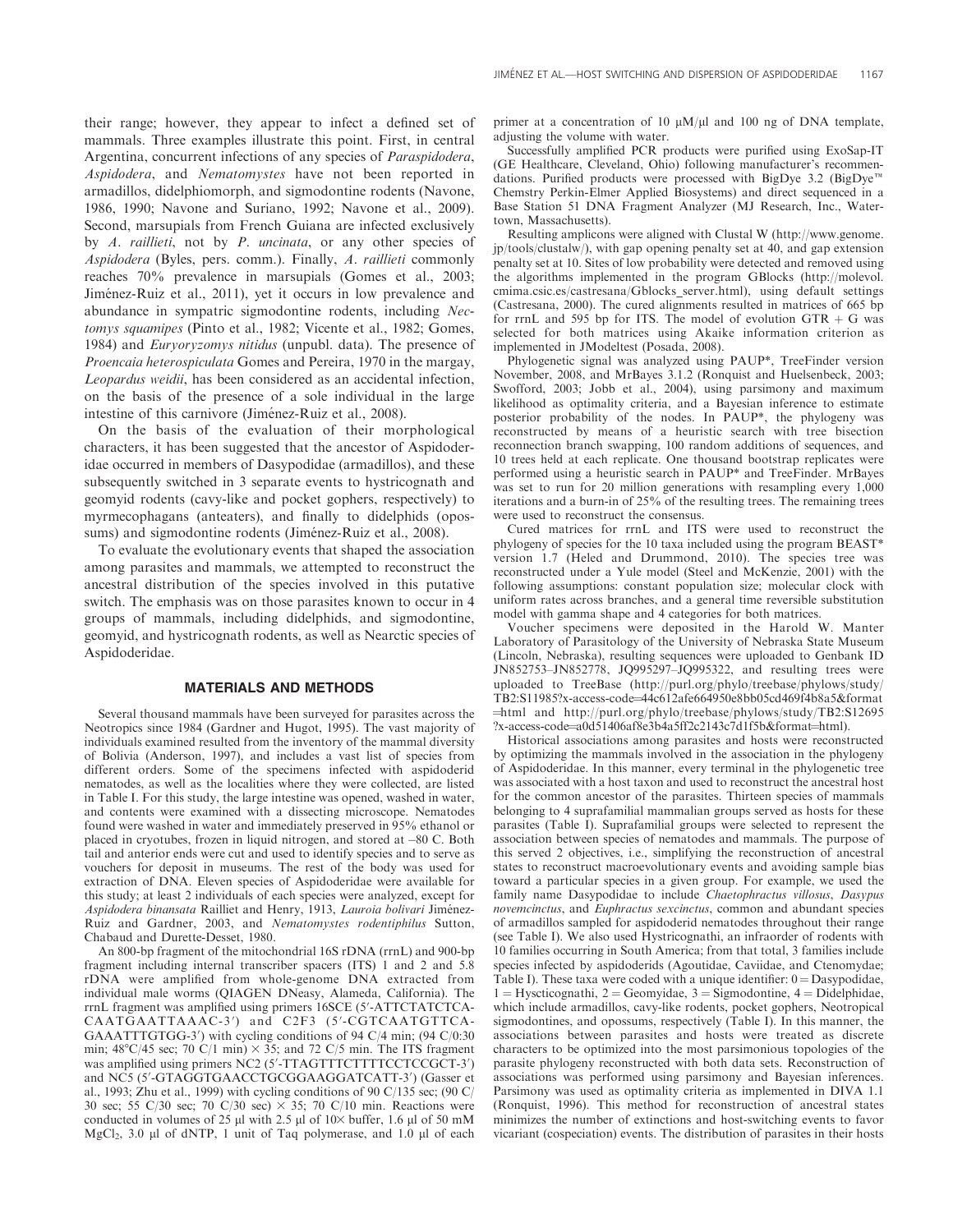their range; however, they appear to infect a defined set of mammals. Three examples illustrate this point. First, in central Argentina, concurrent infections of any species of *Paraspidodera*, *Aspidodera*, and *Nematomystes* have not been reported in armadillos, didelphiomorph, and sigmodontine rodents (Navone, 1986, 1990; Navone and Suriano, 1992; Navone et al., 2009). Second, marsupials from French Guiana are infected exclusively by *A. raillieti*, not by *P. uncinata*, or any other species of *Aspidodera* (Byles, pers. comm.). Finally, *A. raillieti* commonly reaches 70% prevalence in marsupials (Gomes et al., 2003; Jiménez-Ruiz et al., 2011), yet it occurs in low prevalence and abundance in sympatric sigmodontine rodents, including *Nectomys squamipes* (Pinto et al., 1982; Vicente et al., 1982; Gomes, 1984) and *Euryoryzomys nitidus* (unpubl. data). The presence of *Proencaia heterospiculata* Gomes and Pereira, 1970 in the margay, *Leopardus weidii*, has been considered as an accidental infection, on the basis of the presence of a sole individual in the large intestine of this carnivore (Jiménez-Ruiz et al., 2008).

On the basis of the evaluation of their morphological characters, it has been suggested that the ancestor of Aspidoderidae occurred in members of Dasypodidae (armadillos), and these subsequently switched in 3 separate events to hystricognath and geomyid rodents (cavy-like and pocket gophers, respectively) to myrmecophagans (anteaters), and finally to didelphids (opossums) and sigmodontine rodents (Jiménez-Ruiz et al., 2008).

To evaluate the evolutionary events that shaped the association among parasites and mammals, we attempted to reconstruct the ancestral distribution of the species involved in this putative switch. The emphasis was on those parasites known to occur in 4 groups of mammals, including didelphids, and sigmodontine, geomyid, and hystricognath rodents, as well as Nearctic species of Aspidoderidae.

## MATERIALS AND METHODS

Several thousand mammals have been surveyed for parasites across the Neotropics since 1984 (Gardner and Hugot, 1995). The vast majority of individuals examined resulted from the inventory of the mammal diversity of Bolivia (Anderson, 1997), and includes a vast list of species from different orders. Some of the specimens infected with aspidoderid nematodes, as well as the localities where they were collected, are listed in Table I. For this study, the large intestine was opened, washed in water, and contents were examined with a dissecting microscope. Nematodes found were washed in water and immediately preserved in 95% ethanol or placed in cryotubes, frozen in liquid nitrogen, and stored at –80 C. Both tail and anterior ends were cut and used to identify species and to serve as vouchers for deposit in museums. The rest of the body was used for extraction of DNA. Eleven species of Aspidoderidae were available for this study; at least 2 individuals of each species were analyzed, except for *Aspidodera binansata* Railliet and Henry, 1913, *Lauroia bolivari* Jiménez-Ruiz and Gardner, 2003, and *Nematomystes rodentiphilus* Sutton, Chabaud and Durette-Desset, 1980.

An 800-bp fragment of the mitochondrial 16S rDNA (rrnL) and 900-bp fragment including internal transcriber spacers (ITS) 1 and 2 and 5.8 rDNA were amplified from whole-genome DNA extracted from individual male worms (QIAGEN DNeasy, Alameda, California). The rrnL fragment was amplified using primers 16SCE (5′-ATTCTATCTCA-CAATGAATTAAAC-3′) and C2F3 (5′-CGTCAATGTTCA-GAAATTTGTGG-3′) with cycling conditions of 94 C/4 min; (94 C/0:30 min; 48°C/45 sec; 70 C/1 min) × 35; and 72 C/5 min. The ITS fragment was amplified using primers NC2 (5′-TTAGTTTCTTTTCCTCCGCT-3′) and NC5 (5′-GTAGGTGAACCTGCGGAAGGATCATT-3′) (Gasser et al., 1993; Zhu et al., 1999) with cycling conditions of 90 C/135 sec; (90 C/30 sec; 55 C/30 sec; 70 C/30 sec) × 35; 70 C/10 min. Reactions were conducted in volumes of 25 µl with 2.5 µl of 10× buffer, 1.6 µl of 50 mM $MgCl_2$, 3.0 µl of dNTP, 1 unit of Taq polymerase, and 1.0 µl of each primer at a concentration of 10 µM/µl and 100 ng of DNA template, adjusting the volume with water.

Successfully amplified PCR products were purified using ExoSap-IT (GE Healthcare, Cleveland, Ohio) following manufacturer's recommendations. Purified products were processed with BigDye 3.2 (BigDye™ Chemstry Perkin-Elmer Applied Biosystems) and direct sequenced in a Base Station 51 DNA Fragment Analyzer (MJ Research, Inc., Watertown, Massachusetts).

Resulting amplicons were aligned with Clustal W (http://www.genome.jp/tools/clustalw/), with gap opening penalty set at 40, and gap extension penalty set at 10. Sites of low probability were detected and removed using the algorithms implemented in the program GBlocks (http://molevol.cmima.csic.es/castresana/Gblocks_server.html), using default settings (Castresana, 2000). The cured alignments resulted in matrices of 665 bp for rrnL and 595 bp for ITS. The model of evolution GTR + G was selected for both matrices using Akaike information criterion as implemented in JModeltest (Posada, 2008).

Phylogenetic signal was analyzed using PAUP*, TreeFinder version November, 2008, and MrBayes 3.1.2 (Ronquist and Huelsenbeck, 2003; Swofford, 2003; Jobb et al., 2004), using parsimony and maximum likelihood as optimality criteria, and a Bayesian inference to estimate posterior probability of the nodes. In PAUP*, the phylogeny was reconstructed by means of a heuristic search with tree bisection reconnection branch swapping, 100 random additions of sequences, and 10 trees held at each replicate. One thousand bootstrap replicates were performed using a heuristic search in PAUP* and TreeFinder. MrBayes was set to run for 20 million generations with resampling every 1,000 iterations and a burn-in of 25% of the resulting trees. The remaining trees were used to reconstruct the consensus.

Cured matrices for rrnL and ITS were used to reconstruct the phylogeny of species for the 10 taxa included using the program BEAST* version 1.7 (Heled and Drummond, 2010). The species tree was reconstructed under a Yule model (Steel and McKenzie, 2001) with the following assumptions: constant population size; molecular clock with uniform rates across branches, and a general time reversible substitution model with gamma shape and 4 categories for both matrices.

Voucher specimens were deposited in the Harold W. Manter Laboratory of Parasitology of the University of Nebraska State Museum (Lincoln, Nebraska), resulting sequences were uploaded to Genbank ID JN852753–JN852778, JQ995297–JQ995322, and resulting trees were uploaded to TreeBase (http://purl.org/phylo/treebase/phylows/study/TB2:S11985?x-access-code=44c612afe664950e8bb05cd469f4b8a5&format=html and http://purl.org/phylo/treebase/phylows/study/TB2:S12695?x-access-code=a0d51406af8e3b4a5ff2c2143c7d1f5b&format=html).

Historical associations among parasites and hosts were reconstructed by optimizing the mammals involved in the association in the phylogeny of Aspidoderidae. In this manner, every terminal in the phylogenetic tree was associated with a host taxon and used to reconstruct the ancestral host for the common ancestor of the parasites. Thirteen species of mammals belonging to 4 suprafamilial mammalian groups served as hosts for these parasites (Table I). Suprafamilial groups were selected to represent the association between species of nematodes and mammals. The purpose of this served 2 objectives, i.e., simplifying the reconstruction of ancestral states to reconstruct macroevolutionary events and avoiding sample bias toward a particular species in a given group. For example, we used the family name Dasypodidae to include *Chaetophractus villosus*, *Dasypus novemcinctus*, and *Euphractus sexcinctus*, common and abundant species of armadillos sampled for aspidoderid nematodes throughout their range (see Table I). We also used Hystricognathi, an infraorder of rodents with 10 families occurring in South America; from that total, 3 families include species infected by aspidoderids (Agoutidae, Caviidae, and Ctenomydae; Table I). These taxa were coded with a unique identifier: 0 = Dasypodidae, 1 = Hyscticognathi, 2 = Geomyidae, 3 = Sigmodontine, 4 = Didelphidae, which include armadillos, cavy-like rodents, pocket gophers, Neotropical sigmodontines, and opossums, respectively (Table I). In this manner, the associations between parasites and hosts were treated as discrete characters to be optimized into the most parsimonious topologies of the parasite phylogeny reconstructed with both data sets. Reconstruction of associations was performed using parsimony and Bayesian inferences. Parsimony was used as optimality criteria as implemented in DIVA 1.1 (Ronquist, 1996). This method for reconstruction of ancestral states minimizes the number of extinctions and host-switching events to favor vicariant (cospeciation) events. The distribution of parasites in their hosts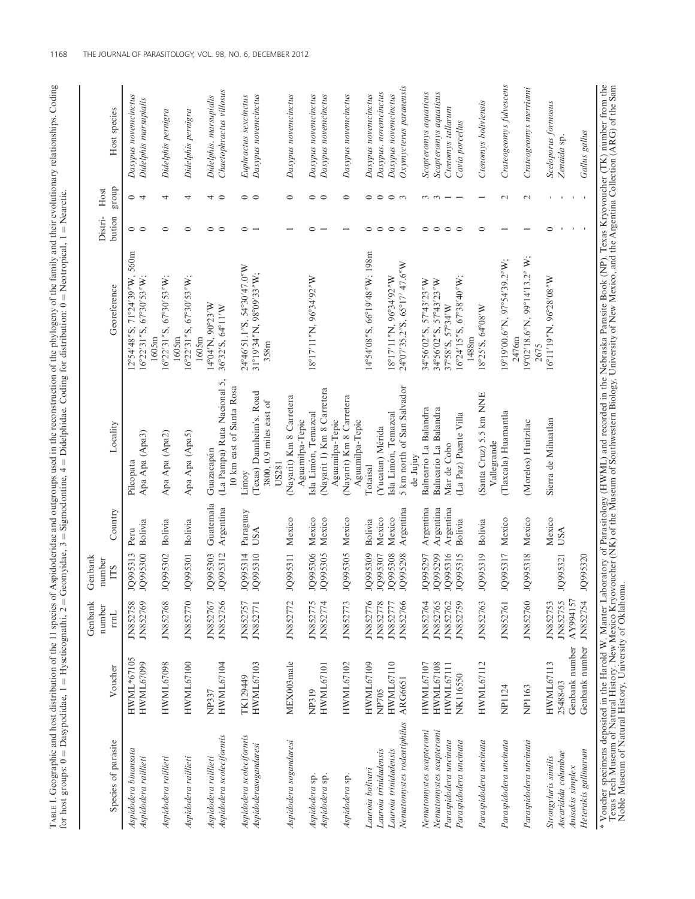TABLE I. Geographic and host distribution of the 11 species of Aspidoderidae and outgroups used in the reconstruction of the phylogeny of the family and their evolutionary relationships. Coding for host groups: 0 = Dasypodidae, 1 = Hysticognathi, 2 = Geomyidae, 3 = Sigmodontine, 4 = Didelphidae. Coding for distribution: 0 = Neotropical, 1 = Nearctic.

| Species of parasite | Voucher | Genbank number rrnL | Genbank number ITS | Country | Locality | Georeference | Distribution | Host group | Host species |
|---|---|---|---|---|---|---|---|---|---|
| *Aspidodera binansata* | HWML*67105 | JN852758 | JQ995313 | Peru | Pilcopata | 12°54′48″S; 71°24′39″W, 560m | 0 | 0 | *Dasypus novemcinctus* |
| *Aspidodera raillieti* | HWML67099 | JN852769 | JQ995300 | Bolivia | Apa Apa (Apa3) | 16°22′31″S, 67°30′53″W; 1605m | 0 | 4 | *Didelphis marsupialis* |
| *Aspidodera raillieti* | HWML67098 | JN852768 | JQ995302 | Bolivia | Apa Apa (Apa2) | 16°22′31″S, 67°30′53″W; 1605m | 0 | 4 | *Didelphis pernigra* |
| *Aspidodera raillieti* | HWML67100 | JN852770 | JQ995301 | Bolivia | Apa Apa (Apa5) | 16°22′31″S, 67°30′53″W; 1605m | 0 | 4 | *Didelphis pernigra* |
| *Aspidodera raillieti* | NP337 | JN852767 | JQ995303 | Guatemala | Guazacapán | 14°04′N, 90°23′W | 0 | 4 | *Didelphis. marsupialis* |
| *Aspidodera scoleciformis* | HWML67104 | JN852756 | JQ995312 | Argentina | (La Pampa) Ruta Nacional 5, 10 km east of Santa Rosa | 36°32′S, 64°11′W | 0 | 0 | *Chaetophractus villosus* |
| *Aspidodera scoleciformis* | TK129449 | JN852757 | JQ995314 | Paraguay | Limoy | 24°46′51.1″S, 54°30′47.0″W | 0 | 0 | *Euphractus sexcinctus* |
| *Aspidoderasogandaresi* | HWML67103 | JN852771 | JQ995310 | USA | (Texas) Dannheim's. Road 3800, 0.9 miles east of US281 | 31°19′34″N, 98°09′33″W; 358m | 1 | 0 | *Dasypus novemcinctus* |
| *Aspidodera sogandaresi* | MEX003male | JN852772 | JQ995311 | Mexico | (Nayarit) Km 8 Carretera Aguamilpa-Tepic | | 1 | 0 | *Dasypus novemcinctus* |
| *Aspidodera* sp. | NP319 | JN852775 | JQ995306 | Mexico | Isla Limón, Temazcal | 18°17′11″N, 96°34′92″W | 0 | 0 | *Dasypus novemcinctus* |
| *Aspidodera* sp. | HWML67101 | JN852774 | JQ995305 | Mexico | (Nayarit 1) Km 8 Carretera Aguamilpa-Tepic | | 1 | 0 | *Dasypus novemcinctus* |
| *Aspidodera* sp. | HWML67102 | JN852773 | JQ995305 | Mexico | (Nayarit) Km 8 Carretera Aguamilpa-Tepic | | 1 | 0 | *Dasypus novemcinctus* |
| *Lauroia bolivari* | HWML67109 | JN852776 | JQ995309 | Bolivia | Totaisal | 14°54′08″S, 66°19′48″W; 198m | 0 | 0 | *Dasypus novemcinctus* |
| *Lauroia trinidadensis* | NP705 | JN852778 | JQ995307 | Mexico | (Yucatan) Mérida | | 0 | 0 | *Dasypus. novemcinctus* |
| *Lauroia trinidadensis* | HWML67110 | JN852777 | JQ995308 | Mexico | Isla Limón, Temazcal | 18°17′11″N, 96°34′92″W | 0 | 0 | *Dasypus novemcinctus* |
| *Nematomystes rodentiphilus* | ARG6651 | JN852766 | JQ995298 | Argentina | 5 km north of San Salvador de Jujuy | 24°07′35.2″S, 65°17′ 47.6″W | 0 | 3 | *Oxymycterus paranensis* |
| *Nematomystes scapteromi* | HWML67107 | JN852764 | JQ995297 | Argentina | Balneario La Balandra | 34°56′02″S, 57°43′23″W | 0 | 3 | *Scapteromys aquaticus* |
| *Nematomystes scapteromi* | HWML67108 | JN852765 | JQ995299 | Argentina | Balneario La Balandra | 34°56′02″S, 57°43′23″W | 0 | 3 | *Scapteromys aquaticus* |
| *Paraspidodera uncinata* | HWML67111 | JN852762 | JQ995316 | Argentina | Mar de Cobo | 37°58′S, 57°34′W | 0 | 1 | *Ctenomys tallarum* |
| *Paraspidodera uncinata* | NK116550 | JN852759 | JQ995315 | Bolivia | (La Paz) Puente Villa | 16°24′15″S, 67°38′40″W; 1488m | 0 | 1 | *Cavia porcellus* |
| *Paraspidodera uncinata* | HWML67112 | JN852763 | JQ995319 | Bolivia | (Santa Cruz) 5.5 km NNE Vallegrande | 18°25′S, 64°08′W | 0 | 1 | *Ctenomys boliviensis* |
| *Paraspidodera uncinata* | NP1124 | JN852761 | JQ995317 | Mexico | (Tlaxcala) Huamantla | 19°19′00.6″N, 97°54′39.2″W; 2476m | 1 | 2 | *Crateogeomys fulvescens* |
| *Paraspidodera uncinata* | NP1163 | JN852760 | JQ995318 | Mexico | (Morelos) Huitzilac | 19°02′18.6″N, 99°14′13.2″ W; 2675 | 1 | 2 | *Crateogeomys merriami* |
| *Strongyluris similis* | HWML67113 | JN852753 | | Mexico | Sierra de Mihuatlan | 16°11′19″N, 96°28′08″W | 0 | - | *Sceloporus formosus* |
| *Ascaridia columbae* | 25488-03 | JN852755 | JQ995321 | USA | | | - | - | *Zenaida* sp. |
| *Anisakis simplex* | Genbank number | AY994157 | | | | | - | - | |
| *Heterakis gallinarum* | Genbank number | JN852754 | JQ995320 | | | | - | - | *Gallus gallus* |

* Voucher specimens deposited in the Harold W. Manter Laboratory of Parasitology (HWML) and recorded in the Nebraska Parasite Book (NP), Texas Kryovoucher (TK) number from the Texas Tech Museum of Natural History, New Mexico Kryovoucher (NK) of the Museum of Southwestern Biology, University of New Mexico, and the Argentina Collection (ARG) of the Sam Noble Museum of Natural History, University of Oklahoma.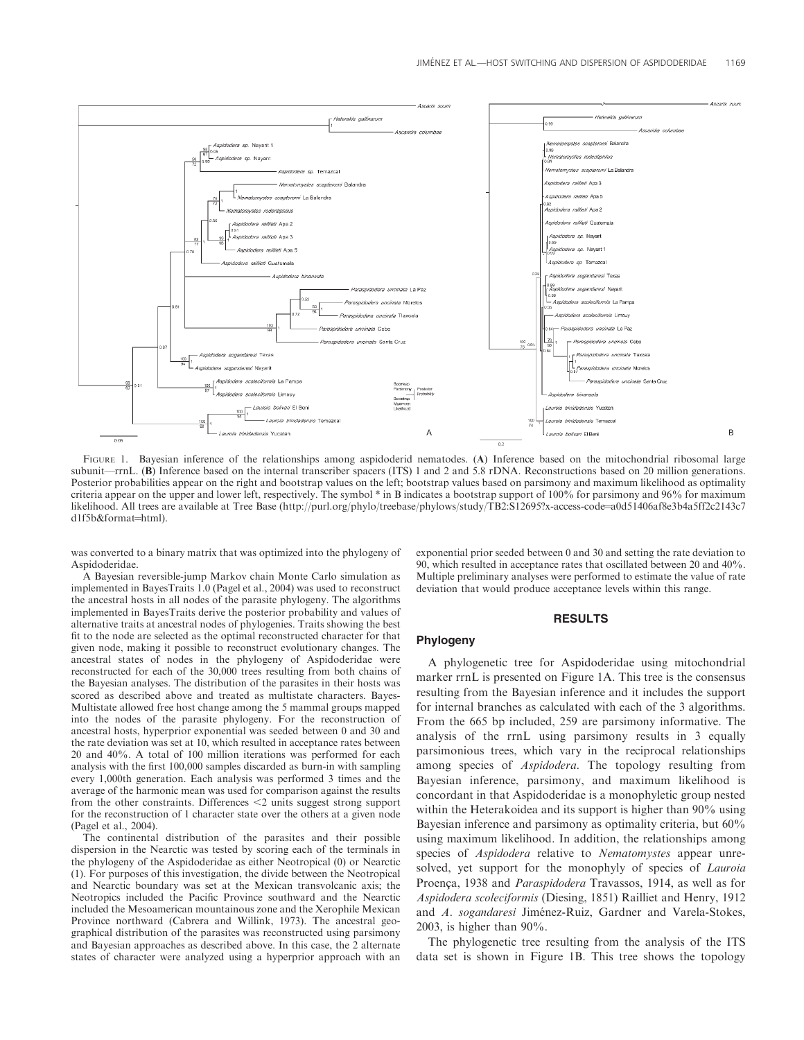FIGURE 1. Bayesian inference of the relationships among aspidoderid nematodes. (**A**) Inference based on the mitochondrial ribosomal large subunit—rrnL. (**B**) Inference based on the internal transcriber spacers (ITS) 1 and 2 and 5.8 rDNA. Reconstructions based on 20 million generations. Posterior probabilities appear on the right and bootstrap values on the left; bootstrap values based on parsimony and maximum likelihood as optimality criteria appear on the upper and lower left, respectively. The symbol * in B indicates a bootstrap support of 100% for parsimony and 96% for maximum likelihood. All trees are available at Tree Base (http://purl.org/phylo/treebase/phylows/study/TB2:S12695?x-access-code=a0d51406af8e3b4a5ff2c2143c7d1f5b&format=html).

was converted to a binary matrix that was optimized into the phylogeny of Aspidoderidae.

A Bayesian reversible-jump Markov chain Monte Carlo simulation as implemented in BayesTraits 1.0 (Pagel et al., 2004) was used to reconstruct the ancestral hosts in all nodes of the parasite phylogeny. The algorithms implemented in BayesTraits derive the posterior probability and values of alternative traits at ancestral nodes of phylogenies. Traits showing the best fit to the node are selected as the optimal reconstructed character for that given node, making it possible to reconstruct evolutionary changes. The ancestral states of nodes in the phylogeny of Aspidoderidae were reconstructed for each of the 30,000 trees resulting from both chains of the Bayesian analyses. The distribution of the parasites in their hosts was scored as described above and treated as multistate characters. Bayes-Multistate allowed free host change among the 5 mammal groups mapped into the nodes of the parasite phylogeny. For the reconstruction of ancestral hosts, hyperprior exponential was seeded between 0 and 30 and the rate deviation was set at 10, which resulted in acceptance rates between 20 and 40%. A total of 100 million iterations was performed for each analysis with the first 100,000 samples discarded as burn-in with sampling every 1,000th generation. Each analysis was performed 3 times and the average of the harmonic mean was used for comparison against the results from the other constraints. Differences <2 units suggest strong support for the reconstruction of 1 character state over the others at a given node (Pagel et al., 2004).

The continental distribution of the parasites and their possible dispersion in the Nearctic was tested by scoring each of the terminals in the phylogeny of the Aspidoderidae as either Neotropical (0) or Nearctic (1). For purposes of this investigation, the divide between the Neotropical and Nearctic boundary was set at the Mexican transvolcanic axis; the Neotropics included the Pacific Province southward and the Nearctic included the Mesoamerican mountainous zone and the Xerophile Mexican Province northward (Cabrera and Willink, 1973). The ancestral geographical distribution of the parasites was reconstructed using parsimony and Bayesian approaches as described above. In this case, the 2 alternate states of character were analyzed using a hyperprior approach with an exponential prior seeded between 0 and 30 and setting the rate deviation to 90, which resulted in acceptance rates that oscillated between 20 and 40%. Multiple preliminary analyses were performed to estimate the value of rate deviation that would produce acceptance levels within this range.

## RESULTS

### Phylogeny

A phylogenetic tree for Aspidoderidae using mitochondrial marker rrnL is presented on Figure 1A. This tree is the consensus resulting from the Bayesian inference and it includes the support for internal branches as calculated with each of the 3 algorithms. From the 665 bp included, 259 are parsimony informative. The analysis of the rrnL using parsimony results in 3 equally parsimonious trees, which vary in the reciprocal relationships among species of *Aspidodera*. The topology resulting from Bayesian inference, parsimony, and maximum likelihood is concordant in that Aspidoderidae is a monophyletic group nested within the Heterakoidea and its support is higher than 90% using Bayesian inference and parsimony as optimality criteria, but 60% using maximum likelihood. In addition, the relationships among species of *Aspidodera* relative to *Nematomystes* appear unresolved, yet support for the monophyly of species of *Lauroia* Proença, 1938 and *Paraspidodera* Travassos, 1914, as well as for *Aspidodera scoleciformis* (Diesing, 1851) Railliet and Henry, 1912 and *A. sogandaresi* Jiménez-Ruiz, Gardner and Varela-Stokes, 2003, is higher than 90%.

The phylogenetic tree resulting from the analysis of the ITS data set is shown in Figure 1B. This tree shows the topology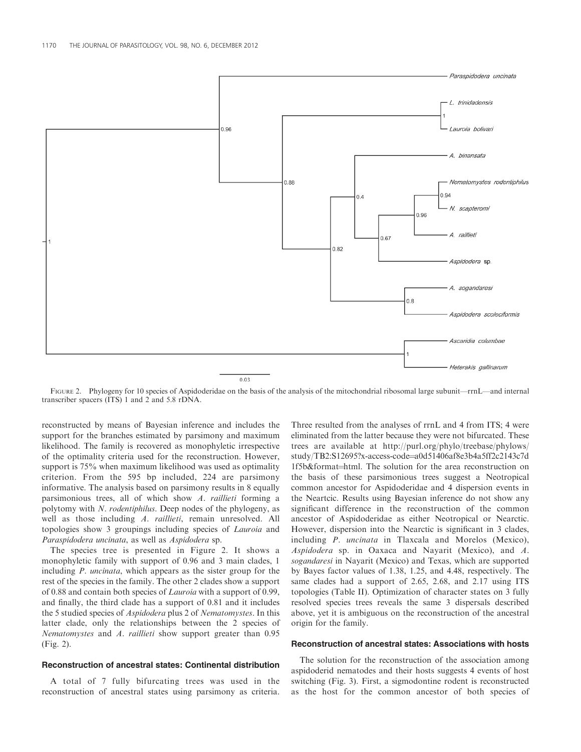FIGURE 2. Phylogeny for 10 species of Aspidoderidae on the basis of the analysis of the mitochondrial ribosomal large subunit—rrnL—and internal transcriber spacers (ITS) 1 and 2 and 5.8 rDNA.

reconstructed by means of Bayesian inference and includes the support for the branches estimated by parsimony and maximum likelihood. The family is recovered as monophyletic irrespective of the optimality criteria used for the reconstruction. However, support is 75% when maximum likelihood was used as optimality criterion. From the 595 bp included, 224 are parsimony informative. The analysis based on parsimony results in 8 equally parsimonious trees, all of which show *A. raillieti* forming a polytomy with *N. rodentiphilus*. Deep nodes of the phylogeny, as well as those including *A. raillieti*, remain unresolved. All topologies show 3 groupings including species of *Lauroia* and *Paraspidodera uncinata*, as well as *Aspidodera* sp.

The species tree is presented in Figure 2. It shows a monophyletic family with support of 0.96 and 3 main clades, 1 including *P. uncinata*, which appears as the sister group for the rest of the species in the family. The other 2 clades show a support of 0.88 and contain both species of *Lauroia* with a support of 0.99, and finally, the third clade has a support of 0.81 and it includes the 5 studied species of *Aspidodera* plus 2 of *Nematomystes*. In this latter clade, only the relationships between the 2 species of *Nematomystes* and *A. raillieti* show support greater than 0.95 (Fig. 2).

### Reconstruction of ancestral states: Continental distribution

A total of 7 fully bifurcating trees was used in the reconstruction of ancestral states using parsimony as criteria. Three resulted from the analyses of rrnL and 4 from ITS; 4 were eliminated from the latter because they were not bifurcated. These trees are available at http://purl.org/phylo/treebase/phylows/study/TB2:S12695?x-access-code=a0d51406af8e3b4a5ff2c2143c7d1f5b&format=html. The solution for the area reconstruction on the basis of these parsimonious trees suggest a Neotropical common ancestor for Aspidoderidae and 4 dispersion events in the Neartcic. Results using Bayesian inference do not show any significant difference in the reconstruction of the common ancestor of Aspidoderidae as either Neotropical or Nearctic. However, dispersion into the Nearctic is significant in 3 clades, including *P. uncinata* in Tlaxcala and Morelos (Mexico), *Aspidodera* sp. in Oaxaca and Nayarit (Mexico), and *A. sogandaresi* in Nayarit (Mexico) and Texas, which are supported by Bayes factor values of 1.38, 1.25, and 4.48, respectively. The same clades had a support of 2.65, 2.68, and 2.17 using ITS topologies (Table II). Optimization of character states on 3 fully resolved species trees reveals the same 3 dispersals described above, yet it is ambiguous on the reconstruction of the ancestral origin for the family.

### Reconstruction of ancestral states: Associations with hosts

The solution for the reconstruction of the association among aspidoderid nematodes and their hosts suggests 4 events of host switching (Fig. 3). First, a sigmodontine rodent is reconstructed as the host for the common ancestor of both species of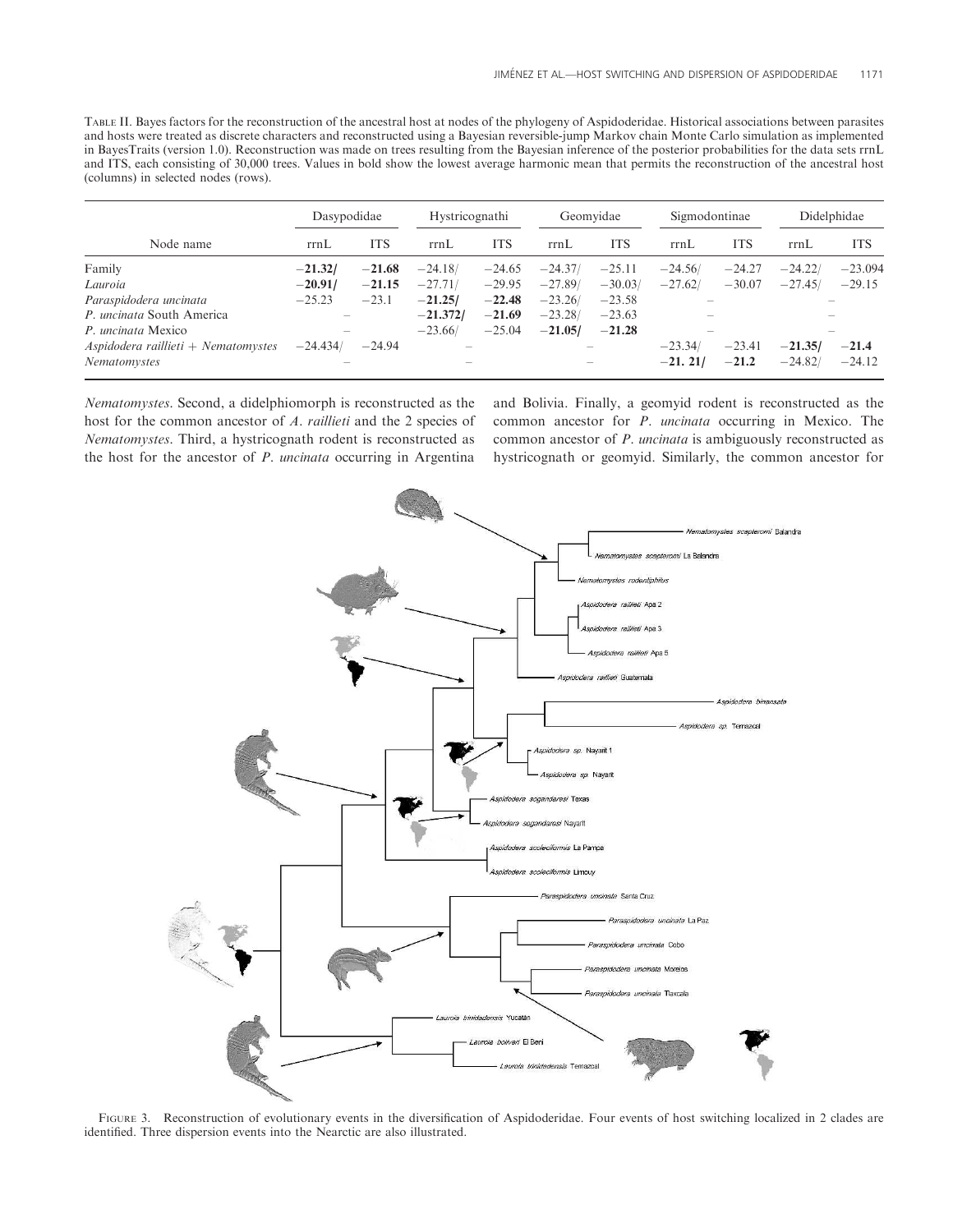TABLE II. Bayes factors for the reconstruction of the ancestral host at nodes of the phylogeny of Aspidoderidae. Historical associations between parasites and hosts were treated as discrete characters and reconstructed using a Bayesian reversible-jump Markov chain Monte Carlo simulation as implemented in BayesTraits (version 1.0). Reconstruction was made on trees resulting from the Bayesian inference of the posterior probabilities for the data sets rrnL and ITS, each consisting of 30,000 trees. Values in bold show the lowest average harmonic mean that permits the reconstruction of the ancestral host (columns) in selected nodes (rows).

| Node name | Dasypodidae | | Hystricognathi | | Geomyidae | | Sigmodontinae | | Didelphidae | |
|---|---|---|---|---|---|---|---|---|---|---|
| | rrnL | ITS | rrnL | ITS | rrnL | ITS | rrnL | ITS | rrnL | ITS |
| Family | **−21.32/** | **−21.68** | −24.18/ | −24.65 | −24.37/ | −25.11 | −24.56/ | −24.27 | −24.22/ | −23.094 |
| *Lauroia* | **−20.91/** | **−21.15** | −27.71/ | −29.95 | −27.89/ | −30.03/ | −27.62/ | −30.07 | −27.45/ | −29.15 |
| *Paraspidodera uncinata* | −25.23 | −23.1 | **−21.25/** | **−22.48** | −23.26/ | −23.58 | – | | – | |
| *P. uncinata* South America | – | | **−21.372/** | **−21.69** | −23.28/ | −23.63 | – | | – | |
| *P. uncinata* Mexico | – | | −23.66/ | −25.04 | **−21.05/** | **−21.28** | – | | – | |
| *Aspidodera raillieti* + *Nematomystes* | −24.434/ | −24.94 | – | | – | | −23.34/ | −23.41 | **−21.35/** | **−21.4** |
| *Nematomystes* | – | | – | | – | | **−21. 21/** | **−21.2** | −24.82/ | −24.12 |

*Nematomystes*. Second, a didelphiomorph is reconstructed as the host for the common ancestor of *A. raillieti* and the 2 species of *Nematomystes*. Third, a hystricognath rodent is reconstructed as the host for the ancestor of *P. uncinata* occurring in Argentina and Bolivia. Finally, a geomyid rodent is reconstructed as the common ancestor for *P. uncinata* occurring in Mexico. The common ancestor of *P. uncinata* is ambiguously reconstructed as hystricognath or geomyid. Similarly, the common ancestor for

FIGURE 3. Reconstruction of evolutionary events in the diversification of Aspidoderidae. Four events of host switching localized in 2 clades are identified. Three dispersion events into the Nearctic are also illustrated.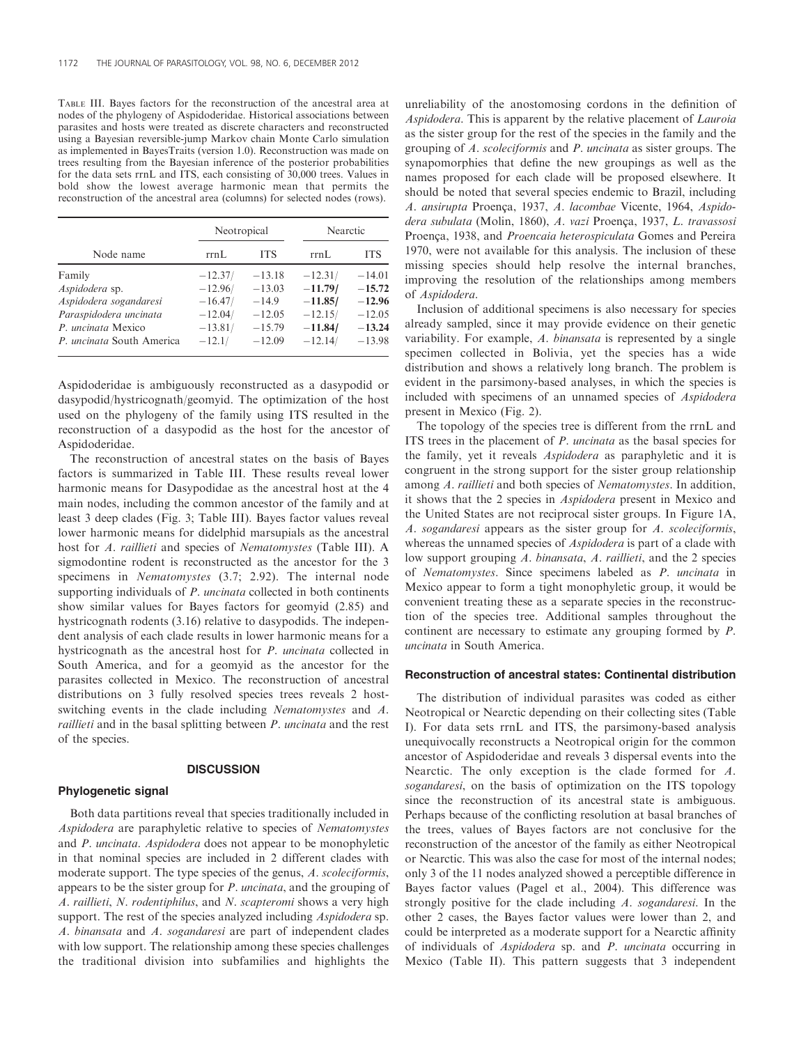TABLE III. Bayes factors for the reconstruction of the ancestral area at nodes of the phylogeny of Aspidoderidae. Historical associations between parasites and hosts were treated as discrete characters and reconstructed using a Bayesian reversible-jump Markov chain Monte Carlo simulation as implemented in BayesTraits (version 1.0). Reconstruction was made on trees resulting from the Bayesian inference of the posterior probabilities for the data sets rrnL and ITS, each consisting of 30,000 trees. Values in bold show the lowest average harmonic mean that permits the reconstruction of the ancestral area (columns) for selected nodes (rows).

| | Neotropical | | Nearctic | |
|---|---|---|---|---|
| Node name | rrnL | ITS | rrnL | ITS |
| Family | −12.37/ | −13.18 | −12.31/ | −14.01 |
| *Aspidodera* sp. | −12.96/ | −13.03 | **−11.79/** | **−15.72** |
| *Aspidodera sogandaresi* | −16.47/ | −14.9 | **−11.85/** | **−12.96** |
| *Paraspidodera uncinata* | −12.04/ | −12.05 | −12.15/ | −12.05 |
| *P. uncinata* Mexico | −13.81/ | −15.79 | **−11.84/** | **−13.24** |
| *P. uncinata* South America | −12.1/ | −12.09 | −12.14/ | −13.98 |

Aspidoderidae is ambiguously reconstructed as a dasypodid or dasypodid/hystricognath/geomyid. The optimization of the host used on the phylogeny of the family using ITS resulted in the reconstruction of a dasypodid as the host for the ancestor of Aspidoderidae.

The reconstruction of ancestral states on the basis of Bayes factors is summarized in Table III. These results reveal lower harmonic means for Dasypodidae as the ancestral host at the 4 main nodes, including the common ancestor of the family and at least 3 deep clades (Fig. 3; Table III). Bayes factor values reveal lower harmonic means for didelphid marsupials as the ancestral host for *A. raillieti* and species of *Nematomystes* (Table III). A sigmodontine rodent is reconstructed as the ancestor for the 3 specimens in *Nematomystes* (3.7; 2.92). The internal node supporting individuals of *P. uncinata* collected in both continents show similar values for Bayes factors for geomyid (2.85) and hystricognath rodents (3.16) relative to dasypodids. The independent analysis of each clade results in lower harmonic means for a hystricognath as the ancestral host for *P. uncinata* collected in South America, and for a geomyid as the ancestor for the parasites collected in Mexico. The reconstruction of ancestral distributions on 3 fully resolved species trees reveals 2 host-switching events in the clade including *Nematomystes* and *A. raillieti* and in the basal splitting between *P. uncinata* and the rest of the species.

## DISCUSSION

### Phylogenetic signal

Both data partitions reveal that species traditionally included in *Aspidodera* are paraphyletic relative to species of *Nematomystes* and *P. uncinata*. *Aspidodera* does not appear to be monophyletic in that nominal species are included in 2 different clades with moderate support. The type species of the genus, *A. scoleciformis*, appears to be the sister group for *P. uncinata*, and the grouping of *A. raillieti*, *N. rodentiphilus*, and *N. scapteromi* shows a very high support. The rest of the species analyzed including *Aspidodera* sp. *A. binansata* and *A. sogandaresi* are part of independent clades with low support. The relationship among these species challenges the traditional division into subfamilies and highlights the unreliability of the anostomosing cordons in the definition of *Aspidodera*. This is apparent by the relative placement of *Lauroia* as the sister group for the rest of the species in the family and the grouping of *A. scoleciformis* and *P. uncinata* as sister groups. The synapomorphies that define the new groupings as well as the names proposed for each clade will be proposed elsewhere. It should be noted that several species endemic to Brazil, including *A. ansirupta* Proença, 1937, *A. lacombae* Vicente, 1964, *Aspidodera subulata* (Molin, 1860), *A. vazi* Proença, 1937, *L. travassosi* Proença, 1938, and *Proencaia heterospiculata* Gomes and Pereira 1970, were not available for this analysis. The inclusion of these missing species should help resolve the internal branches, improving the resolution of the relationships among members of *Aspidodera*.

Inclusion of additional specimens is also necessary for species already sampled, since it may provide evidence on their genetic variability. For example, *A. binansata* is represented by a single specimen collected in Bolivia, yet the species has a wide distribution and shows a relatively long branch. The problem is evident in the parsimony-based analyses, in which the species is included with specimens of an unnamed species of *Aspidodera* present in Mexico (Fig. 2).

The topology of the species tree is different from the rrnL and ITS trees in the placement of *P. uncinata* as the basal species for the family, yet it reveals *Aspidodera* as paraphyletic and it is congruent in the strong support for the sister group relationship among *A. raillieti* and both species of *Nematomystes*. In addition, it shows that the 2 species in *Aspidodera* present in Mexico and the United States are not reciprocal sister groups. In Figure 1A, *A. sogandaresi* appears as the sister group for *A. scoleciformis*, whereas the unnamed species of *Aspidodera* is part of a clade with low support grouping *A. binansata*, *A. raillieti*, and the 2 species of *Nematomystes*. Since specimens labeled as *P. uncinata* in Mexico appear to form a tight monophyletic group, it would be convenient treating these as a separate species in the reconstruction of the species tree. Additional samples throughout the continent are necessary to estimate any grouping formed by *P. uncinata* in South America.

### Reconstruction of ancestral states: Continental distribution

The distribution of individual parasites was coded as either Neotropical or Nearctic depending on their collecting sites (Table I). For data sets rrnL and ITS, the parsimony-based analysis unequivocally reconstructs a Neotropical origin for the common ancestor of Aspidoderidae and reveals 3 dispersal events into the Nearctic. The only exception is the clade formed for *A. sogandaresi*, on the basis of optimization on the ITS topology since the reconstruction of its ancestral state is ambiguous. Perhaps because of the conflicting resolution at basal branches of the trees, values of Bayes factors are not conclusive for the reconstruction of the ancestor of the family as either Neotropical or Nearctic. This was also the case for most of the internal nodes; only 3 of the 11 nodes analyzed showed a perceptible difference in Bayes factor values (Pagel et al., 2004). This difference was strongly positive for the clade including *A. sogandaresi*. In the other 2 cases, the Bayes factor values were lower than 2, and could be interpreted as a moderate support for a Nearctic affinity of individuals of *Aspidodera* sp. and *P. uncinata* occurring in Mexico (Table II). This pattern suggests that 3 independent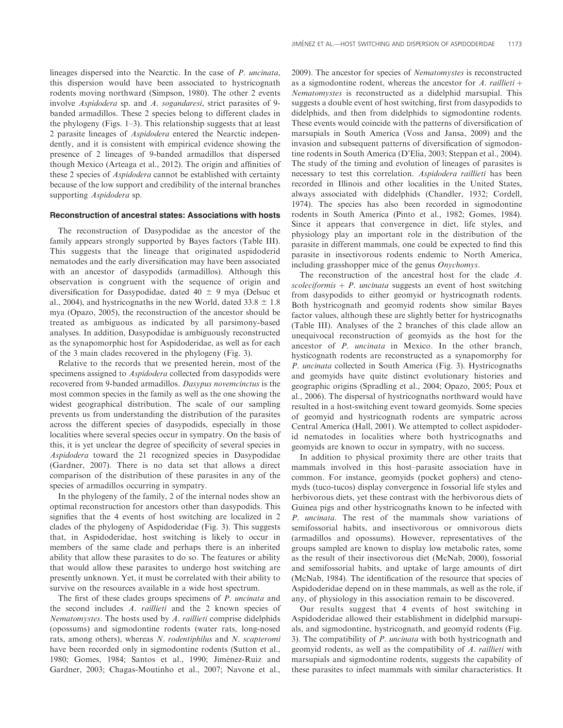lineages dispersed into the Nearctic. In the case of *P. uncinata*, this dispersion would have been associated to hystricognath rodents moving northward (Simpson, 1980). The other 2 events involve *Aspidodera* sp. and *A. sogandaresi*, strict parasites of 9-banded armadillos. These 2 species belong to different clades in the phylogeny (Figs. 1–3). This relationship suggests that at least 2 parasite lineages of *Aspidodera* entered the Nearctic independently, and it is consistent with empirical evidence showing the presence of 2 lineages of 9-banded armadillos that dispersed though Mexico (Arteaga et al., 2012). The origin and affinities of these 2 species of *Aspidodera* cannot be established with certainty because of the low support and credibility of the internal branches supporting *Aspidodera* sp.

### Reconstruction of ancestral states: Associations with hosts

The reconstruction of Dasypodidae as the ancestor of the family appears strongly supported by Bayes factors (Table III). This suggests that the lineage that originated aspidoderid nematodes and the early diversification may have been associated with an ancestor of dasypodids (armadillos). Although this observation is congruent with the sequence of origin and diversification for Dasypodidae, dated 40 $\pm$ 9 mya (Delsuc et al., 2004), and hystricognaths in the new World, dated 33.8 $\pm$ 1.8 mya (Opazo, 2005), the reconstruction of the ancestor should be treated as ambiguous as indicated by all parsimony-based analyses. In addition, Dasypodidae is ambiguously reconstructed as the synapomorphic host for Aspidoderidae, as well as for each of the 3 main clades recovered in the phylogeny (Fig. 3).

Relative to the records that we presented herein, most of the specimens assigned to *Aspidodera* collected from dasypodids were recovered from 9-banded armadillos. *Dasypus novemcinctus* is the most common species in the family as well as the one showing the widest geographical distribution. The scale of our sampling prevents us from understanding the distribution of the parasites across the different species of dasypodids, especially in those localities where several species occur in sympatry. On the basis of this, it is yet unclear the degree of specificity of several species in *Aspidodera* toward the 21 recognized species in Dasypodidae (Gardner, 2007). There is no data set that allows a direct comparison of the distribution of these parasites in any of the species of armadillos occurring in sympatry.

In the phylogeny of the family, 2 of the internal nodes show an optimal reconstruction for ancestors other than dasypodids. This signifies that the 4 events of host switching are localized in 2 clades of the phylogeny of Aspidoderidae (Fig. 3). This suggests that, in Aspidoderidae, host switching is likely to occur in members of the same clade and perhaps there is an inherited ability that allow these parasites to do so. The features or ability that would allow these parasites to undergo host switching are presently unknown. Yet, it must be correlated with their ability to survive on the resources available in a wide host spectrum.

The first of these clades groups specimens of *P. uncinata* and the second includes *A. raillieti* and the 2 known species of *Nematomystes*. The hosts used by *A. raillieti* comprise didelphids (opossums) and sigmodontine rodents (water rats, long-nosed rats, among others), whereas *N. rodentiphilus* and *N. scapteromi* have been recorded only in sigmodontine rodents (Sutton et al., 1980; Gomes, 1984; Santos et al., 1990; Jiménez-Ruiz and Gardner, 2003; Chagas-Moutinho et al., 2007; Navone et al., 2009). The ancestor for species of *Nematomystes* is reconstructed as a sigmodontine rodent, whereas the ancestor for *A. raillieti* + *Nematomystes* is reconstructed as a didelphid marsupial. This suggests a double event of host switching, first from dasypodids to didelphids, and then from didelphids to sigmodontine rodents. These events would coincide with the patterns of diversification of marsupials in South America (Voss and Jansa, 2009) and the invasion and subsequent patterns of diversification of sigmodontine rodents in South America (D'Elía, 2003; Steppan et al., 2004). The study of the timing and evolution of lineages of parasites is necessary to test this correlation. *Aspidodera raillieti* has been recorded in Illinois and other localities in the United States, always associated with didelphids (Chandler, 1932; Cordell, 1974). The species has also been recorded in sigmodontine rodents in South America (Pinto et al., 1982; Gomes, 1984). Since it appears that convergence in diet, life styles, and physiology play an important role in the distribution of the parasite in different mammals, one could be expected to find this parasite in insectivorous rodents endemic to North America, including grasshopper mice of the genus *Onychomys*.

The reconstruction of the ancestral host for the clade *A. scoleciformis* + *P. uncinata* suggests an event of host switching from dasypodids to either geomyid or hystricognath rodents. Both hystricognath and geomyid rodents show similar Bayes factor values, although these are slightly better for hystricognaths (Table III). Analyses of the 2 branches of this clade allow an unequivocal reconstruction of geomyids as the host for the ancestor of *P. uncinata* in Mexico. In the other branch, hysticognath rodents are reconstructed as a synapomorphy for *P. uncinata* collected in South America (Fig. 3). Hystricognaths and geomyids have quite distinct evolutionary histories and geographic origins (Spradling et al., 2004; Opazo, 2005; Poux et al., 2006). The dispersal of hystricognaths northward would have resulted in a host-switching event toward geomyids. Some species of geomyid and hystricognath rodents are sympatric across Central America (Hall, 2001). We attempted to collect aspidoderid nematodes in localities where both hystricognaths and geomyids are known to occur in sympatry, with no success.

In addition to physical proximity there are other traits that mammals involved in this host–parasite association have in common. For instance, geomyids (pocket gophers) and ctenomyds (tuco-tucos) display convergence in fossorial life styles and herbivorous diets, yet these contrast with the herbivorous diets of Guinea pigs and other hystricognaths known to be infected with *P. uncinata*. The rest of the mammals show variations of semifossorial habits, and insectivorous or omnivorous diets (armadillos and opossums). However, representatives of the groups sampled are known to display low metabolic rates, some as the result of their insectivorous diet (McNab, 2000), fossorial and semifossorial habits, and uptake of large amounts of dirt (McNab, 1984). The identification of the resource that species of Aspidoderidae depend on in these mammals, as well as the role, if any, of physiology in this association remain to be discovered.

Our results suggest that 4 events of host switching in Aspidoderidae allowed their establishment in didelphid marsupials, and sigmodontine, hystricognath, and geomyid rodents (Fig. 3). The compatibility of *P. uncinata* with both hystricognath and geomyid rodents, as well as the compatibility of *A. raillieti* with marsupials and sigmodontine rodents, suggests the capability of these parasites to infect mammals with similar characteristics. It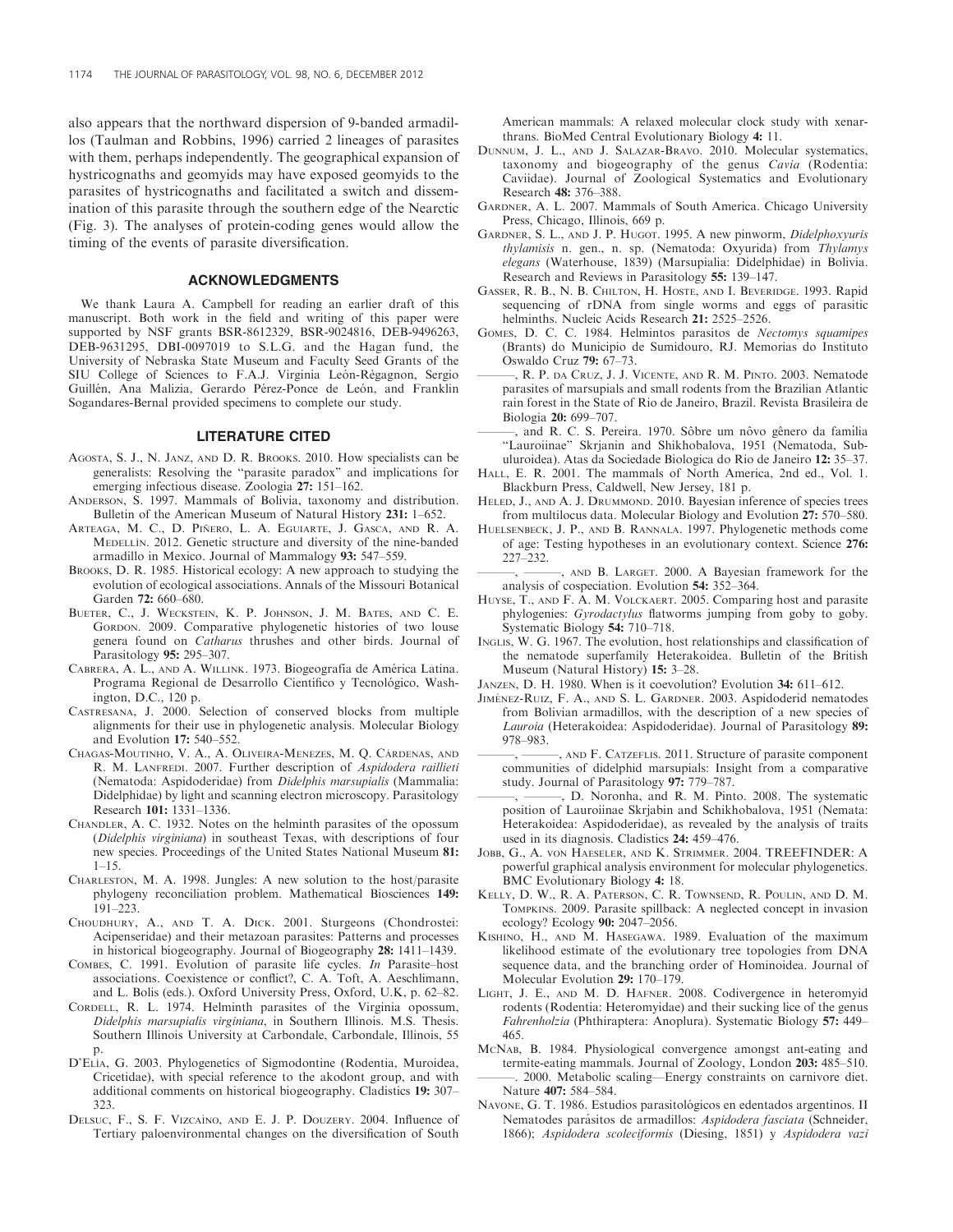also appears that the northward dispersion of 9-banded armadillos (Taulman and Robbins, 1996) carried 2 lineages of parasites with them, perhaps independently. The geographical expansion of hystricognaths and geomyids may have exposed geomyids to the parasites of hystricognaths and facilitated a switch and dissemination of this parasite through the southern edge of the Nearctic (Fig. 3). The analyses of protein-coding genes would allow the timing of the events of parasite diversification.

## ACKNOWLEDGMENTS

We thank Laura A. Campbell for reading an earlier draft of this manuscript. Both work in the field and writing of this paper were supported by NSF grants BSR-8612329, BSR-9024816, DEB-9496263, DEB-9631295, DBI-0097019 to S.L.G. and the Hagan fund, the University of Nebraska State Museum and Faculty Seed Grants of the SIU College of Sciences to F.A.J. Virginia León-Règagnon, Sergio Guillén, Ana Malizia, Gerardo Pérez-Ponce de León, and Franklin Sogandares-Bernal provided specimens to complete our study.

## LITERATURE CITED

Agosta, S. J., N. Janz, and D. R. Brooks. 2010. How specialists can be generalists: Resolving the "parasite paradox" and implications for emerging infectious disease. Zoologia **27:** 151–162.

Anderson, S. 1997. Mammals of Bolivia, taxonomy and distribution. Bulletin of the American Museum of Natural History **231:** 1–652.

Arteaga, M. C., D. Piñero, L. A. Eguiarte, J. Gasca, and R. A. Medellín. 2012. Genetic structure and diversity of the nine-banded armadillo in Mexico. Journal of Mammalogy **93:** 547–559.

Brooks, D. R. 1985. Historical ecology: A new approach to studying the evolution of ecological associations. Annals of the Missouri Botanical Garden **72:** 660–680.

Bueter, C., J. Weckstein, K. P. Johnson, J. M. Bates, and C. E. Gordon. 2009. Comparative phylogenetic histories of two louse genera found on *Catharus* thrushes and other birds. Journal of Parasitology **95:** 295–307.

Cabrera, A. L., and A. Willink. 1973. Biogeografía de América Latina. Programa Regional de Desarrollo Científico y Tecnológico, Washington, D.C., 120 p.

Castresana, J. 2000. Selection of conserved blocks from multiple alignments for their use in phylogenetic analysis. Molecular Biology and Evolution **17:** 540–552.

Chagas-Moutinho, V. A., A. Oliveira-Menezes, M. Q. Cárdenas, and R. M. Lanfredi. 2007. Further description of *Aspidodera raillieti* (Nematoda: Aspidoderidae) from *Didelphis marsupialis* (Mammalia: Didelphidae) by light and scanning electron microscopy. Parasitology Research **101:** 1331–1336.

Chandler, A. C. 1932. Notes on the helminth parasites of the opossum (*Didelphis virginiana*) in southeast Texas, with descriptions of four new species. Proceedings of the United States National Museum **81:** 1–15.

Charleston, M. A. 1998. Jungles: A new solution to the host/parasite phylogeny reconciliation problem. Mathematical Biosciences **149:** 191–223.

Choudhury, A., and T. A. Dick. 2001. Sturgeons (Chondrostei: Acipenseridae) and their metazoan parasites: Patterns and processes in historical biogeography. Journal of Biogeography **28:** 1411–1439.

Combes, C. 1991. Evolution of parasite life cycles. *In* Parasite–host associations. Coexistence or conflict?, C. A. Toft, A. Aeschlimann, and L. Bolis (eds.). Oxford University Press, Oxford, U.K, p. 62–82.

Cordell, R. L. 1974. Helminth parasites of the Virginia opossum, *Didelphis marsupialis virginiana*, in Southern Illinois. M.S. Thesis. Southern Illinois University at Carbondale, Carbondale, Illinois, 55 p.

D'Elía, G. 2003. Phylogenetics of Sigmodontine (Rodentia, Muroidea, Cricetidae), with special reference to the akodont group, and with additional comments on historical biogeography. Cladistics **19:** 307–323.

Delsuc, F., S. F. Vizcaíno, and E. J. P. Douzery. 2004. Influence of Tertiary paloenvironmental changes on the diversification of South American mammals: A relaxed molecular clock study with xenarthrans. BioMed Central Evolutionary Biology **4:** 11.

Dunnum, J. L., and J. Salazar-Bravo. 2010. Molecular systematics, taxonomy and biogeography of the genus *Cavia* (Rodentia: Caviidae). Journal of Zoological Systematics and Evolutionary Research **48:** 376–388.

Gardner, A. L. 2007. Mammals of South America. Chicago University Press, Chicago, Illinois, 669 p.

Gardner, S. L., and J. P. Hugot. 1995. A new pinworm, *Didelphoxyuris thylamisis* n. gen., n. sp. (Nematoda: Oxyurida) from *Thylamys elegans* (Waterhouse, 1839) (Marsupialia: Didelphidae) in Bolivia. Research and Reviews in Parasitology **55:** 139–147.

Gasser, R. B., N. B. Chilton, H. Hoste, and I. Beveridge. 1993. Rapid sequencing of rDNA from single worms and eggs of parasitic helminths. Nucleic Acids Research **21:** 2525–2526.

Gomes, D. C. C. 1984. Helmintos parasitos de *Nectomys squamipes* (Brants) do Municipio de Sumidouro, RJ. Memorias do Instituto Oswaldo Cruz **79:** 67–73.

———, R. P. da Cruz, J. J. Vicente, and R. M. Pinto. 2003. Nematode parasites of marsupials and small rodents from the Brazilian Atlantic rain forest in the State of Rio de Janeiro, Brazil. Revista Brasileira de Biologia **20:** 699–707.

———, and R. C. S. Pereira. 1970. Sôbre um nôvo gênero da família "Lauroiinae" Skrjanin and Shikhobalova, 1951 (Nematoda, Subuluroidea). Atas da Sociedade Biologica do Rio de Janeiro **12:** 35–37.

Hall, E. R. 2001. The mammals of North America, 2nd ed., Vol. 1. Blackburn Press, Caldwell, New Jersey, 181 p.

Heled, J., and A. J. Drummond. 2010. Bayesian inference of species trees from multilocus data. Molecular Biology and Evolution **27:** 570–580.

Huelsenbeck, J. P., and B. Rannala. 1997. Phylogenetic methods come of age: Testing hypotheses in an evolutionary context. Science **276:** 227–232.

———, ———, and B. Larget. 2000. A Bayesian framework for the analysis of cospeciation. Evolution **54:** 352–364.

Huyse, T., and F. A. M. Volckaert. 2005. Comparing host and parasite phylogenies: *Gyrodactylus* flatworms jumping from goby to goby. Systematic Biology **54:** 710–718.

Inglis, W. G. 1967. The evolution, host relationships and classification of the nematode superfamily Heterakoidea. Bulletin of the British Museum (Natural History) **15:** 3–28.

Janzen, D. H. 1980. When is it coevolution? Evolution **34:** 611–612.

Jiménez-Ruiz, F. A., and S. L. Gardner. 2003. Aspidoderid nematodes from Bolivian armadillos, with the description of a new species of *Lauroia* (Heterakoidea: Aspidoderidae). Journal of Parasitology **89:** 978–983.

———, ———, and F. Catzeflis. 2011. Structure of parasite component communities of didelphid marsupials: Insight from a comparative study. Journal of Parasitology **97:** 779–787.

———, ———, D. Noronha, and R. M. Pinto. 2008. The systematic position of Lauroiinae Skrjabin and Schikhobalova, 1951 (Nemata: Heterakoidea: Aspidoderidae), as revealed by the analysis of traits used in its diagnosis. Cladistics **24:** 459–476.

Jobb, G., A. von Haeseler, and K. Strimmer. 2004. TREEFINDER: A powerful graphical analysis environment for molecular phylogenetics. BMC Evolutionary Biology **4:** 18.

Kelly, D. W., R. A. Paterson, C. R. Townsend, R. Poulin, and D. M. Tompkins. 2009. Parasite spillback: A neglected concept in invasion ecology? Ecology **90:** 2047–2056.

Kishino, H., and M. Hasegawa. 1989. Evaluation of the maximum likelihood estimate of the evolutionary tree topologies from DNA sequence data, and the branching order of Hominoidea. Journal of Molecular Evolution **29:** 170–179.

Light, J. E., and M. D. Hafner. 2008. Codivergence in heteromyid rodents (Rodentia: Heteromyidae) and their sucking lice of the genus *Fahrenholzia* (Phthiraptera: Anoplura). Systematic Biology **57:** 449–465.

McNab, B. 1984. Physiological convergence amongst ant-eating and termite-eating mammals. Journal of Zoology, London **203:** 485–510.

———. 2000. Metabolic scaling—Energy constraints on carnivore diet. Nature **407:** 584–584.

Navone, G. T. 1986. Estudios parasitológicos en edentados argentinos. II Nematodes parásitos de armadillos: *Aspidodera fasciata* (Schneider, 1866); *Aspidodera scoleciformis* (Diesing, 1851) y *Aspidodera vazi*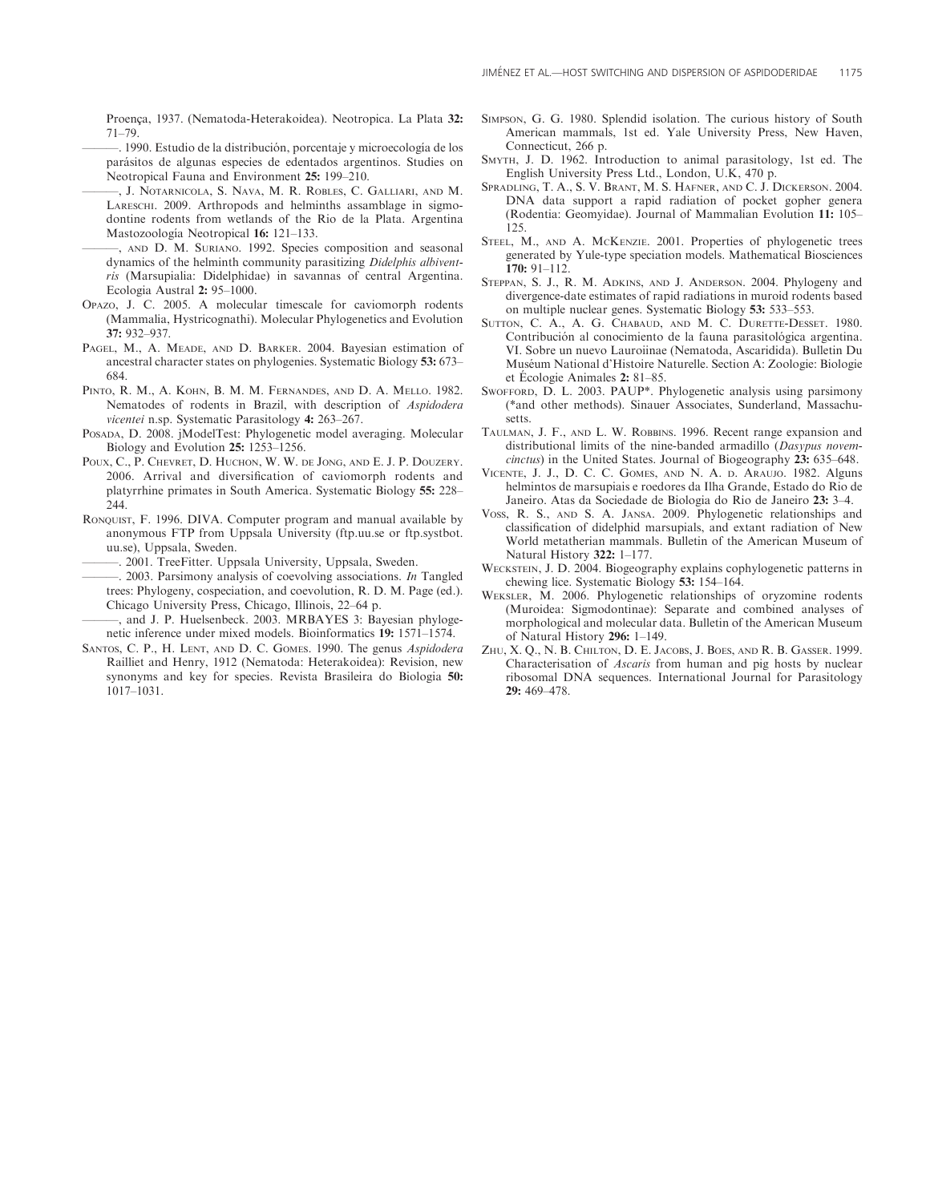Proença, 1937. (Nematoda-Heterakoidea). Neotropica. La Plata **32:** 71–79.

———. 1990. Estudio de la distribución, porcentaje y microecología de los parásitos de algunas especies de edentados argentinos. Studies on Neotropical Fauna and Environment **25:** 199–210.

———, J. Notarnicola, S. Nava, M. R. Robles, C. Galliari, and M. Lareschi. 2009. Arthropods and helminths assamblage in sigmodontine rodents from wetlands of the Rio de la Plata. Argentina Mastozoología Neotropical **16:** 121–133.

———, and D. M. Suriano. 1992. Species composition and seasonal dynamics of the helminth community parasitizing *Didelphis albiventris* (Marsupialia: Didelphidae) in savannas of central Argentina. Ecologia Austral **2:** 95–1000.

Opazo, J. C. 2005. A molecular timescale for caviomorph rodents (Mammalia, Hystricognathi). Molecular Phylogenetics and Evolution **37:** 932–937.

Pagel, M., A. Meade, and D. Barker. 2004. Bayesian estimation of ancestral character states on phylogenies. Systematic Biology **53:** 673–684.

Pinto, R. M., A. Kohn, B. M. M. Fernandes, and D. A. Mello. 1982. Nematodes of rodents in Brazil, with description of *Aspidodera vicentei* n.sp. Systematic Parasitology **4:** 263–267.

Posada, D. 2008. jModelTest: Phylogenetic model averaging. Molecular Biology and Evolution **25:** 1253–1256.

Poux, C., P. Chevret, D. Huchon, W. W. de Jong, and E. J. P. Douzery. 2006. Arrival and diversification of caviomorph rodents and platyrrhine primates in South America. Systematic Biology **55:** 228–244.

Ronquist, F. 1996. DIVA. Computer program and manual available by anonymous FTP from Uppsala University (ftp.uu.se or ftp.systbot.uu.se), Uppsala, Sweden.

———. 2001. TreeFitter. Uppsala University, Uppsala, Sweden.

———. 2003. Parsimony analysis of coevolving associations. *In* Tangled trees: Phylogeny, cospeciation, and coevolution, R. D. M. Page (ed.). Chicago University Press, Chicago, Illinois, 22–64 p.

———, and J. P. Huelsenbeck. 2003. MRBAYES 3: Bayesian phylogenetic inference under mixed models. Bioinformatics **19:** 1571–1574.

Santos, C. P., H. Lent, and D. C. Gomes. 1990. The genus *Aspidodera* Railliet and Henry, 1912 (Nematoda: Heterakoidea): Revision, new synonyms and key for species. Revista Brasileira do Biologia **50:** 1017–1031.

Simpson, G. G. 1980. Splendid isolation. The curious history of South American mammals, 1st ed. Yale University Press, New Haven, Connecticut, 266 p.

Smyth, J. D. 1962. Introduction to animal parasitology, 1st ed. The English University Press Ltd., London, U.K, 470 p.

Spradling, T. A., S. V. Brant, M. S. Hafner, and C. J. Dickerson. 2004. DNA data support a rapid radiation of pocket gopher genera (Rodentia: Geomyidae). Journal of Mammalian Evolution **11:** 105–125.

Steel, M., and A. McKenzie. 2001. Properties of phylogenetic trees generated by Yule-type speciation models. Mathematical Biosciences **170:** 91–112.

Steppan, S. J., R. M. Adkins, and J. Anderson. 2004. Phylogeny and divergence-date estimates of rapid radiations in muroid rodents based on multiple nuclear genes. Systematic Biology **53:** 533–553.

Sutton, C. A., A. G. Chabaud, and M. C. Durette-Desset. 1980. Contribución al conocimiento de la fauna parasitológica argentina. VI. Sobre un nuevo Lauroiinae (Nematoda, Ascaridida). Bulletin Du Muséum National d'Histoire Naturelle. Section A: Zoologie: Biologie et Écologie Animales **2:** 81–85.

Swofford, D. L. 2003. PAUP*. Phylogenetic analysis using parsimony (*and other methods). Sinauer Associates, Sunderland, Massachusetts.

Taulman, J. F., and L. W. Robbins. 1996. Recent range expansion and distributional limits of the nine-banded armadillo (*Dasypus novemcinctus*) in the United States. Journal of Biogeography **23:** 635–648.

Vicente, J. J., D. C. C. Gomes, and N. A. d. Araujo. 1982. Alguns helmintos de marsupiais e roedores da Ilha Grande, Estado do Rio de Janeiro. Atas da Sociedade de Biologia do Rio de Janeiro **23:** 3–4.

Voss, R. S., and S. A. Jansa. 2009. Phylogenetic relationships and classification of didelphid marsupials, and extant radiation of New World metatherian mammals. Bulletin of the American Museum of Natural History **322:** 1–177.

Weckstein, J. D. 2004. Biogeography explains cophylogenetic patterns in chewing lice. Systematic Biology **53:** 154–164.

Weksler, M. 2006. Phylogenetic relationships of oryzomine rodents (Muroidea: Sigmodontinae): Separate and combined analyses of morphological and molecular data. Bulletin of the American Museum of Natural History **296:** 1–149.

Zhu, X. Q., N. B. Chilton, D. E. Jacobs, J. Boes, and R. B. Gasser. 1999. Characterisation of *Ascaris* from human and pig hosts by nuclear ribosomal DNA sequences. International Journal for Parasitology **29:** 469–478.